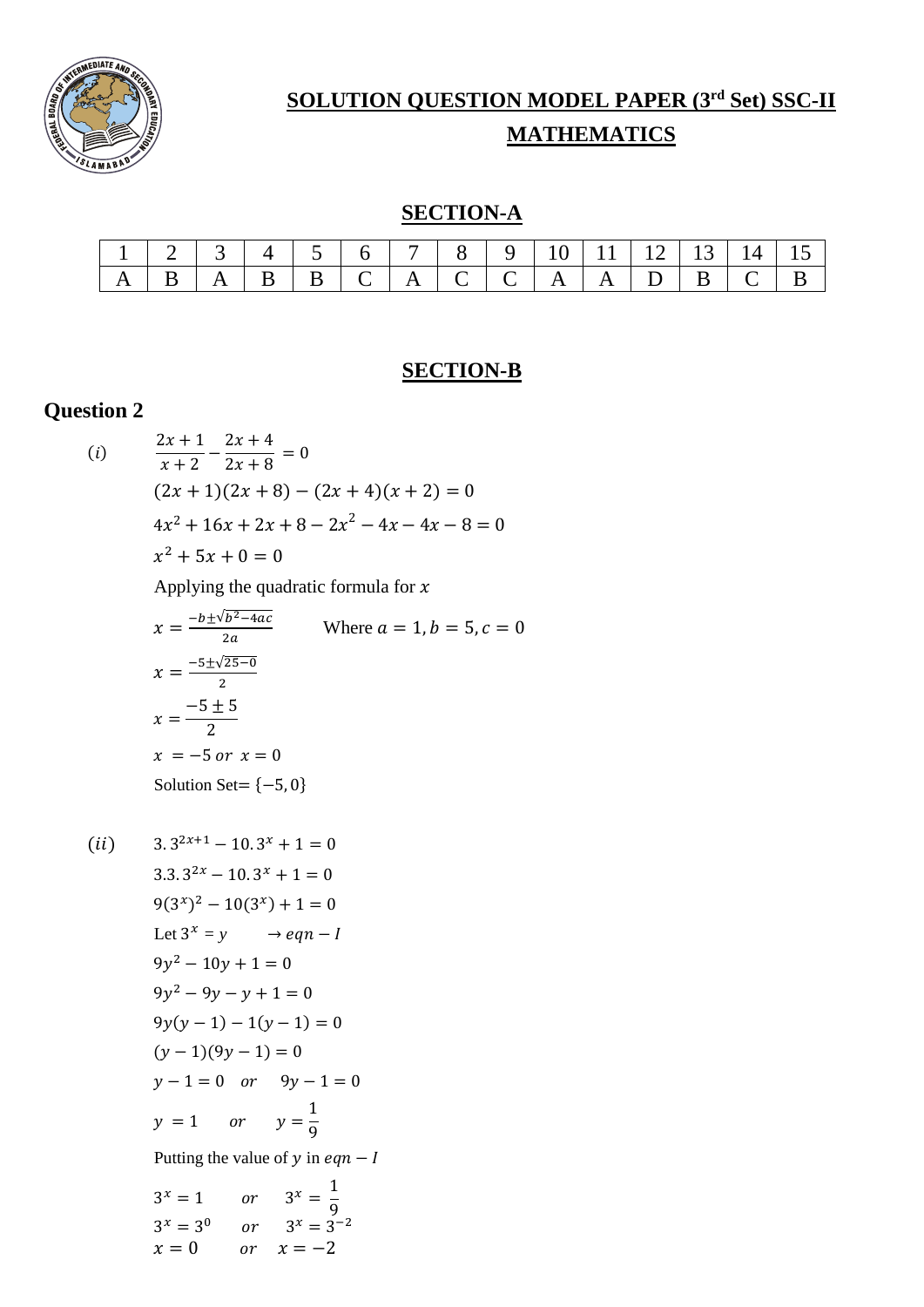# SOLUTION QUESTION MODEL PAPER (3rd Set) SSC-II
## MATHEMATICS

## SECTION-A

| 1 | 2 | 3 | 4 | 5 | 6 | 7 | 8 | 9 | 10 | 11 | 12 | 13 | 14 | 15 |
|---|---|---|---|---|---|---|---|---|---|---|---|---|---|---|
| A | B | A | B | B | C | A | C | C | A | A | D | B | C | B |

## SECTION-B

### Question 2

$(i)$ $\quad \dfrac{2x+1}{x+2} - \dfrac{2x+4}{2x+8} = 0$

$(2x+1)(2x+8) - (2x+4)(x+2) = 0$

$4x^2 + 16x + 2x + 8 - 2x^2 - 4x - 4x - 8 = 0$

$x^2 + 5x + 0 = 0$

Applying the quadratic formula for $x$

$x = \frac{-b \pm \sqrt{b^2 - 4ac}}{2a}$ $\qquad$ Where $a = 1, b = 5, c = 0$

$x = \frac{-5 \pm \sqrt{25-0}}{2}$

$x = \dfrac{-5 \pm 5}{2}$

$x = -5 \; or \; x = 0$

Solution Set= $\{-5, 0\}$

$(ii)$ $\quad 3.3^{2x+1} - 10.3^x + 1 = 0$

$3.3.3^{2x} - 10.3^x + 1 = 0$

$9(3^x)^2 - 10(3^x) + 1 = 0$

Let $3^x = y \qquad \rightarrow eqn - I$

$9y^2 - 10y + 1 = 0$

$9y^2 - 9y - y + 1 = 0$

$9y(y-1) - 1(y-1) = 0$

$(y-1)(9y-1) = 0$

$y - 1 = 0 \quad or \quad 9y - 1 = 0$

$y = 1 \quad or \quad y = \dfrac{1}{9}$

Putting the value of $y$ in $eqn - I$

$3^x = 1 \quad or \quad 3^x = \dfrac{1}{9}$

$3^x = 3^0 \quad or \quad 3^x = 3^{-2}$

$x = 0 \quad or \quad x = -2$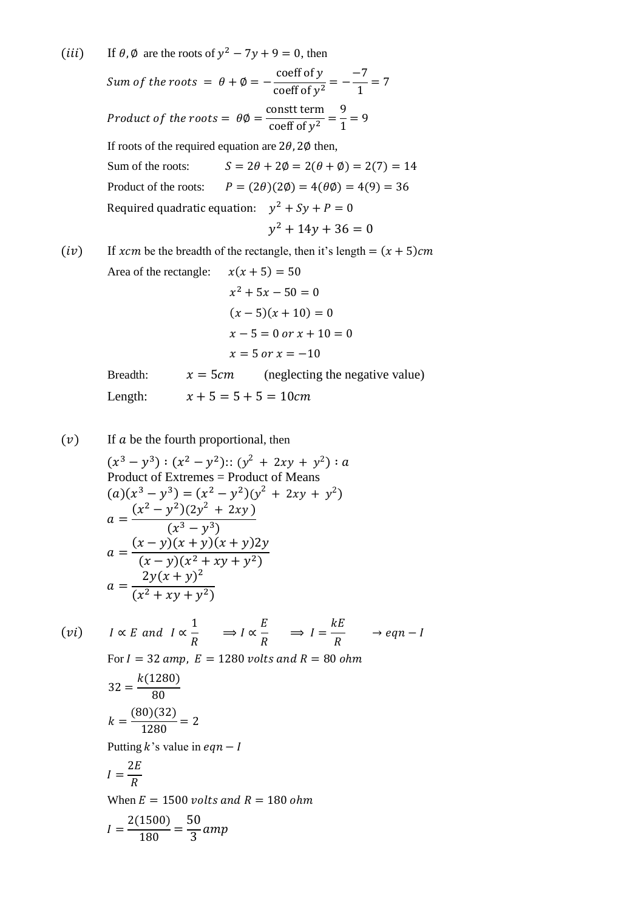$(iii)$ If $\theta, \emptyset$ are the roots of $y^2 - 7y + 9 = 0$, then

$$Sum\ of\ the\ roots\ = \theta + \emptyset = -\frac{\text{coeff of } y}{\text{coeff of } y^2} = -\frac{-7}{1} = 7$$

$$Product\ of\ the\ roots = \theta\emptyset = \frac{\text{constt term}}{\text{coeff of } y^2} = \frac{9}{1} = 9$$

If roots of the required equation are $2\theta, 2\emptyset$ then,

Sum of the roots: $S = 2\theta + 2\emptyset = 2(\theta + \emptyset) = 2(7) = 14$

Product of the roots: $P = (2\theta)(2\emptyset) = 4(\theta\emptyset) = 4(9) = 36$

Required quadratic equation: $y^2 + Sy + P = 0$

$$y^2 + 14y + 36 = 0$$

$(iv)$ If $x cm$ be the breadth of the rectangle, then it's length $= (x + 5)cm$

Area of the rectangle: $x(x + 5) = 50$

$$x^2 + 5x - 50 = 0$$
$$(x - 5)(x + 10) = 0$$
$$x - 5 = 0\ or\ x + 10 = 0$$
$$x = 5\ or\ x = -10$$

Breadth: $x = 5cm$ (neglecting the negative value)

Length: $x + 5 = 5 + 5 = 10cm$

$(v)$ If $a$ be the fourth proportional, then

$(x^3 - y^3) : (x^2 - y^2) :: (y^2 + 2xy + y^2) : a$

Product of Extremes = Product of Means

$$(a)(x^3 - y^3) = (x^2 - y^2)(y^2 + 2xy + y^2)$$
$$a = \frac{(x^2 - y^2)(2y^2 + 2xy)}{(x^3 - y^3)}$$
$$a = \frac{(x - y)(x + y)(x + y)2y}{(x - y)(x^2 + xy + y^2)}$$
$$a = \frac{2y(x + y)^2}{(x^2 + xy + y^2)}$$

$(vi)$ $I \propto E\ and\ I \propto \frac{1}{R} \quad \Rightarrow I \propto \frac{E}{R} \quad \Rightarrow I = \frac{kE}{R} \quad \rightarrow eqn - I$

For $I = 32\ amp,\ E = 1280\ volts\ and\ R = 80\ ohm$

$$32 = \frac{k(1280)}{80}$$
$$k = \frac{(80)(32)}{1280} = 2$$

Putting $k$'s value in $eqn - I$

$$I = \frac{2E}{R}$$

When $E = 1500\ volts\ and\ R = 180\ ohm$

$$I = \frac{2(1500)}{180} = \frac{50}{3} amp$$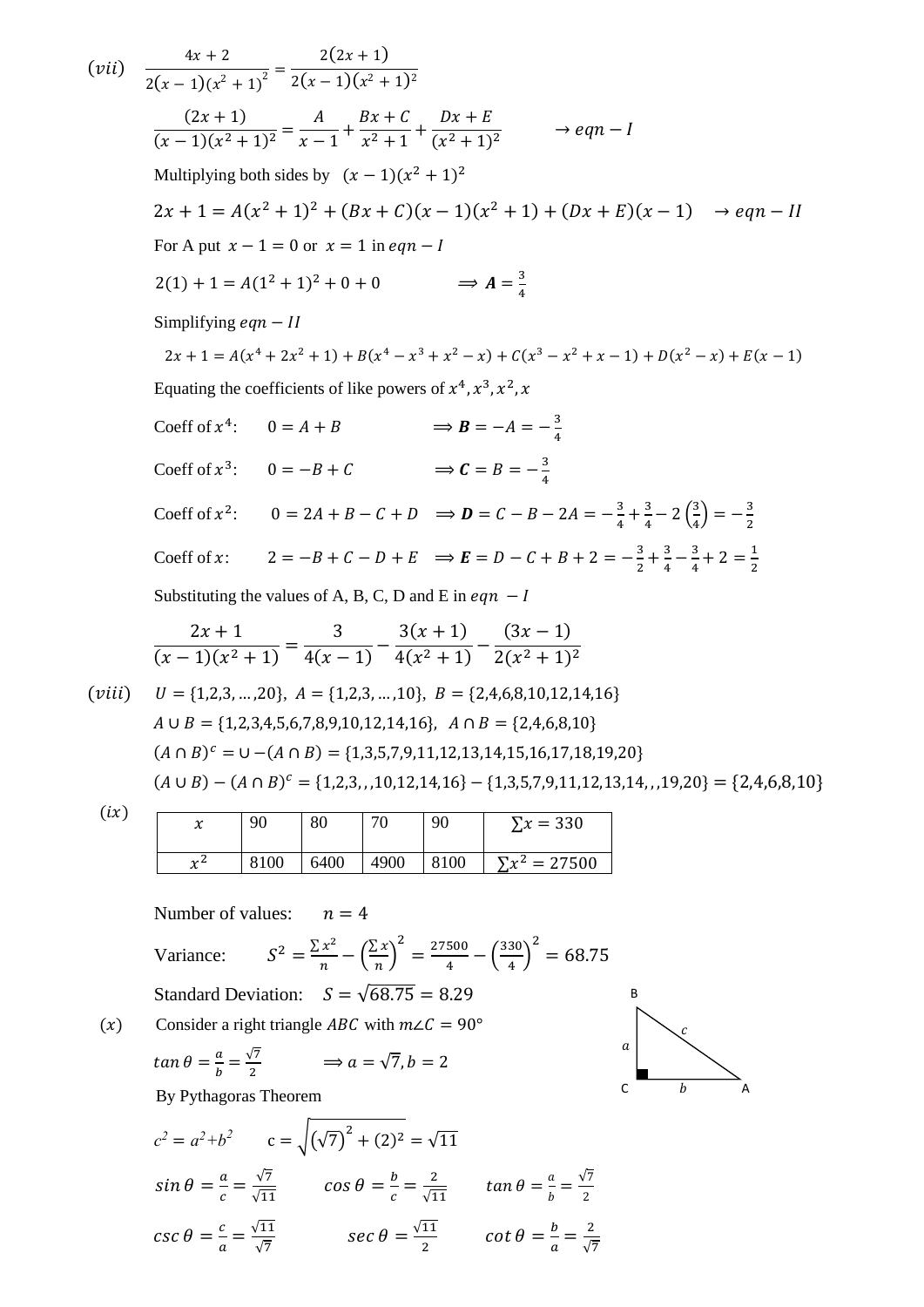$(vii)$ $\quad \dfrac{4x+2}{2(x-1)(x^2+1)^2} = \dfrac{2(2x+1)}{2(x-1)(x^2+1)^2}$

$$\frac{(2x+1)}{(x-1)(x^2+1)^2} = \frac{A}{x-1} + \frac{Bx+C}{x^2+1} + \frac{Dx+E}{(x^2+1)^2} \qquad \rightarrow eqn-I$$

Multiplying both sides by $(x-1)(x^2+1)^2$

$$2x+1 = A(x^2+1)^2 + (Bx+C)(x-1)(x^2+1) + (Dx+E)(x-1) \quad \rightarrow eqn-II$$

For A put $x-1=0$ or $x=1$ in $eqn-I$

$$2(1)+1 = A(1^2+1)^2 + 0 + 0 \qquad \Longrightarrow \boldsymbol{A} = \frac{3}{4}$$

Simplifying $eqn-II$

$$2x+1 = A(x^4+2x^2+1) + B(x^4-x^3+x^2-x) + C(x^3-x^2+x-1) + D(x^2-x) + E(x-1)$$

Equating the coefficients of like powers of $x^4, x^3, x^2, x$

Coeff of $x^4$: $\quad 0 = A+B \qquad \Longrightarrow \boldsymbol{B} = -A = -\frac{3}{4}$

Coeff of $x^3$: $\quad 0 = -B+C \qquad \Longrightarrow \boldsymbol{C} = B = -\frac{3}{4}$

Coeff of $x^2$: $\quad 0 = 2A+B-C+D \quad \Longrightarrow \boldsymbol{D} = C-B-2A = -\frac{3}{4}+\frac{3}{4}-2\left(\frac{3}{4}\right) = -\frac{3}{2}$

Coeff of $x$: $\quad 2 = -B+C-D+E \quad \Longrightarrow \boldsymbol{E} = D-C+B+2 = -\frac{3}{2}+\frac{3}{4}-\frac{3}{4}+2 = \frac{1}{2}$

Substituting the values of A, B, C, D and E in $eqn-I$

$$\frac{2x+1}{(x-1)(x^2+1)} = \frac{3}{4(x-1)} - \frac{3(x+1)}{4(x^2+1)} - \frac{(3x-1)}{2(x^2+1)^2}$$

$(viii)$ $\quad U = \{1,2,3,\dots,20\},\ A = \{1,2,3,\dots,10\},\ B = \{2,4,6,8,10,12,14,16\}$

$A \cup B = \{1,2,3,4,5,6,7,8,9,10,12,14,16\},\ \ A \cap B = \{2,4,6,8,10\}$

$(A \cap B)^c = \cup - (A \cap B) = \{1,3,5,7,9,11,12,13,14,15,16,17,18,19,20\}$

$(A \cup B) - (A \cap B)^c = \{1,2,3,,,10,12,14,16\} - \{1,3,5,7,9,11,12,13,14,,,19,20\} = \{2,4,6,8,10\}$

$(ix)$

| $x$ | 90 | 80 | 70 | 90 | $\sum x = 330$ |
|---|---|---|---|---|---|
| $x^2$ | 8100 | 6400 | 4900 | 8100 | $\sum x^2 = 27500$ |

Number of values: $\quad n = 4$

Variance: $\quad S^2 = \frac{\sum x^2}{n} - \left(\frac{\sum x}{n}\right)^2 = \frac{27500}{4} - \left(\frac{330}{4}\right)^2 = 68.75$

Standard Deviation: $\quad S = \sqrt{68.75} = 8.29$

$(x)$ $\quad$ Consider a right triangle $ABC$ with $m\angle C = 90°$

$tan\,\theta = \frac{a}{b} = \frac{\sqrt{7}}{2} \qquad \Rightarrow a = \sqrt{7}, b = 2$

By Pythagoras Theorem

$c^2 = a^2 + b^2 \qquad c = \sqrt{\left(\sqrt{7}\right)^2 + (2)^2} = \sqrt{11}$

$sin\,\theta = \frac{a}{c} = \frac{\sqrt{7}}{\sqrt{11}} \qquad cos\,\theta = \frac{b}{c} = \frac{2}{\sqrt{11}} \qquad tan\,\theta = \frac{a}{b} = \frac{\sqrt{7}}{2}$

$csc\,\theta = \frac{c}{a} = \frac{\sqrt{11}}{\sqrt{7}} \qquad sec\,\theta = \frac{\sqrt{11}}{2} \qquad cot\,\theta = \frac{b}{a} = \frac{2}{\sqrt{7}}$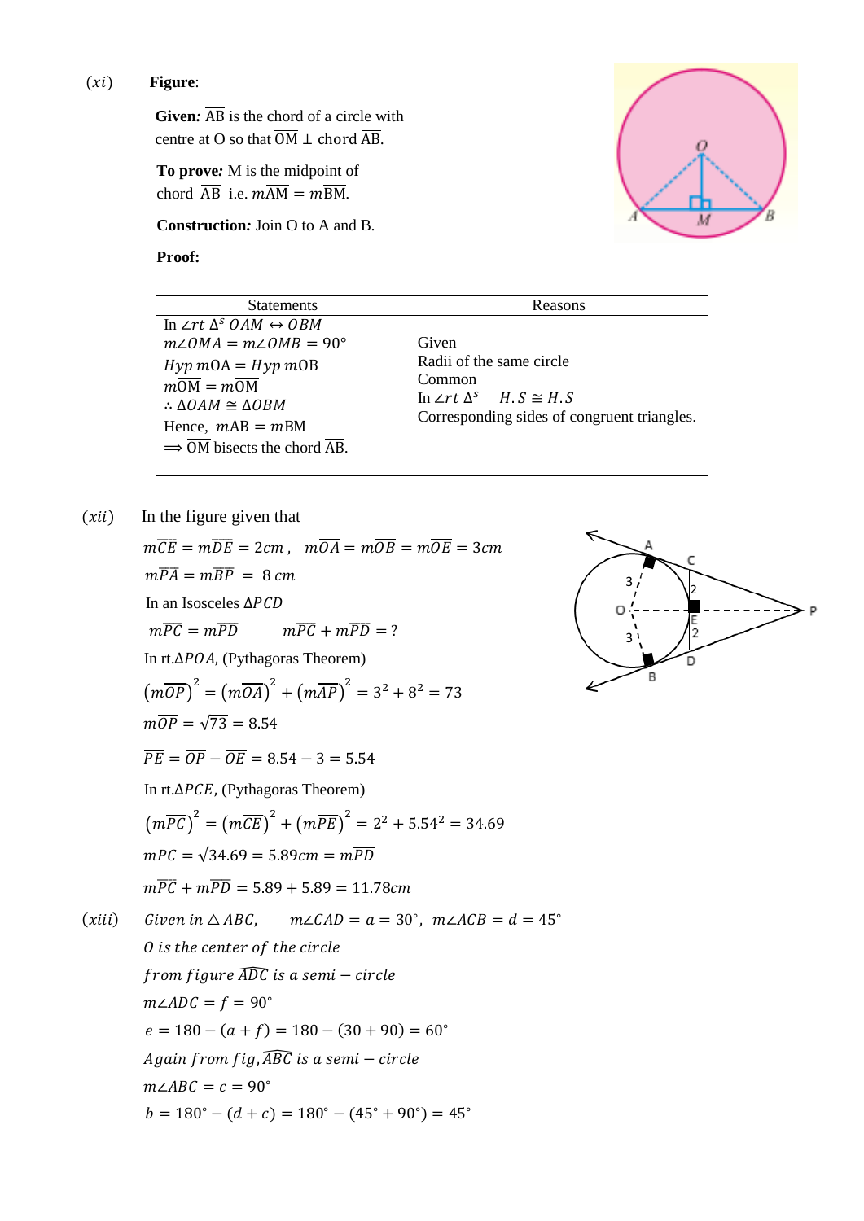(*xi*) **Figure**:

**Given:** $\overline{AB}$ is the chord of a circle with centre at O so that $\overline{OM} \perp$ chord $\overline{AB}$.

**To prove:** M is the midpoint of chord $\overline{AB}$ i.e. $m\overline{AM} = m\overline{BM}$.

**Construction:** Join O to A and B.

**Proof:**

| Statements | Reasons |
|---|---|
| In $\angle rt\ \Delta^s\ OAM \leftrightarrow OBM$ | |
| $m\angle OMA = m\angle OMB = 90°$ | Given |
| $Hyp\ m\overline{OA} = Hyp\ m\overline{OB}$ | Radii of the same circle |
| $m\overline{OM} = m\overline{OM}$ | Common |
| $\therefore \Delta OAM \cong \Delta OBM$ | In $\angle rt\ \Delta^s$ $H.S \cong H.S$ |
| Hence, $m\overline{AB} = m\overline{BM}$ | Corresponding sides of congruent triangles. |
| $\Longrightarrow \overline{OM}$ bisects the chord $\overline{AB}$. | |

(*xii*) In the figure given that

$m\overline{CE} = m\overline{DE} = 2cm$, $m\overline{OA} = m\overline{OB} = m\overline{OE} = 3cm$

$m\overline{PA} = m\overline{BP} = 8\ cm$

In an Isosceles $\Delta PCD$

$m\overline{PC} = m\overline{PD}$ $\quad$ $m\overline{PC} + m\overline{PD} = ?$

In rt.$\Delta POA$, (Pythagoras Theorem)

$$\left(m\overline{OP}\right)^2 = \left(m\overline{OA}\right)^2 + \left(m\overline{AP}\right)^2 = 3^2 + 8^2 = 73$$

$m\overline{OP} = \sqrt{73} = 8.54$

$\overline{PE} = \overline{OP} - \overline{OE} = 8.54 - 3 = 5.54$

In rt.$\Delta PCE$, (Pythagoras Theorem)

$$\left(m\overline{PC}\right)^2 = \left(m\overline{CE}\right)^2 + \left(m\overline{PE}\right)^2 = 2^2 + 5.54^2 = 34.69$$

$m\overline{PC} = \sqrt{34.69} = 5.89cm = m\overline{PD}$

$m\overline{PC} + m\overline{PD} = 5.89 + 5.89 = 11.78cm$

(*xiii*) *Given in* $\triangle ABC$, $\quad m\angle CAD = a = 30°$, $m\angle ACB = d = 45°$

*O is the center of the circle*

*from figure* $\widehat{ADC}$ *is a semi* − *circle*

$m\angle ADC = f = 90°$

$e = 180 - (a + f) = 180 - (30 + 90) = 60°$

*Again from fig,* $\widehat{ABC}$ *is a semi* − *circle*

$m\angle ABC = c = 90°$

$b = 180° - (d + c) = 180° - (45° + 90°) = 45°$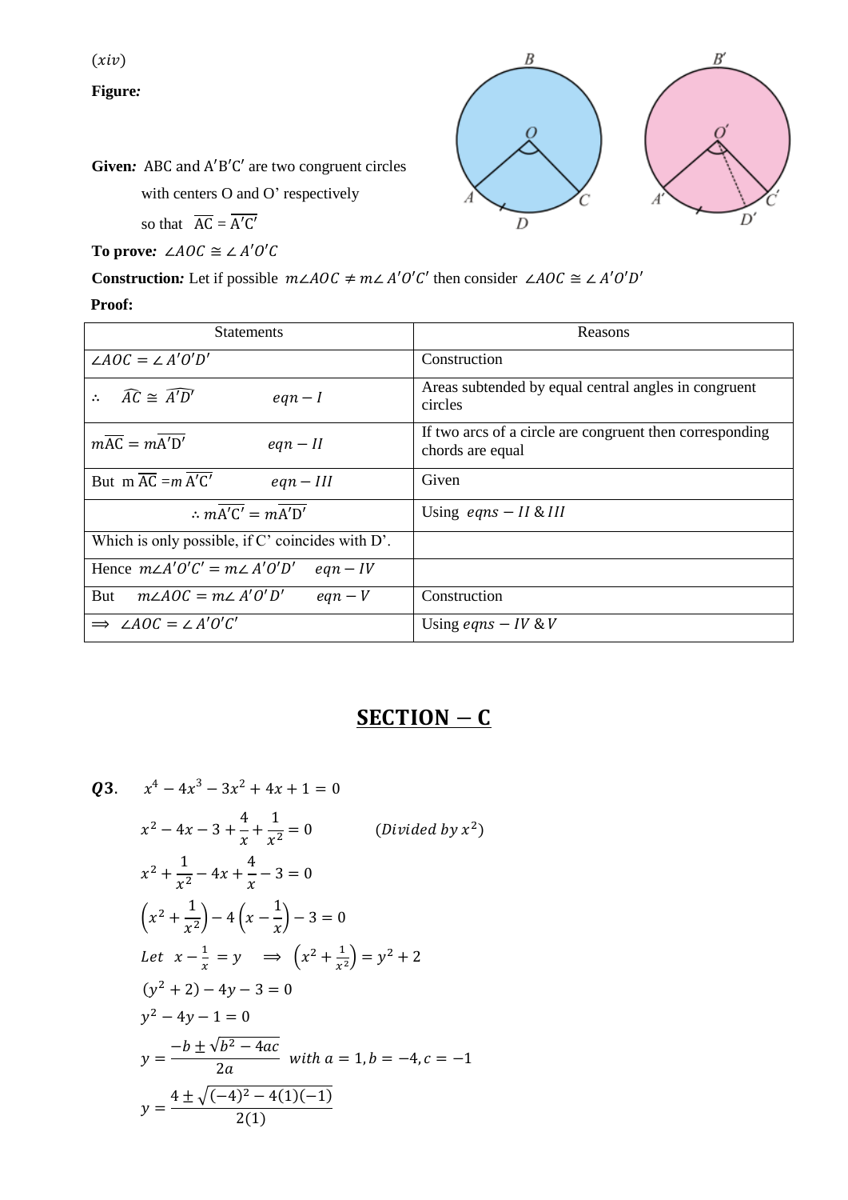$(xiv)$

**Figure:**

**Given:** ABC and $A'B'C'$ are two congruent circles with centers O and O' respectively so that $\overline{AC} = \overline{A'C'}$

**To prove:** $\angle AOC \cong \angle A'O'C$

**Construction:** Let if possible $m\angle AOC \neq m\angle A'O'C'$ then consider $\angle AOC \cong \angle A'O'D'$

**Proof:**

| Statements | Reasons |
|---|---|
| $\angle AOC = \angle A'O'D'$ | Construction |
| $\therefore \quad \widehat{AC} \cong \widehat{A'D'} \qquad eqn - I$ | Areas subtended by equal central angles in congruent circles |
| $m\overline{AC} = m\overline{A'D'} \qquad eqn - II$ | If two arcs of a circle are congruent then corresponding chords are equal |
| But $m\,\overline{AC} = m\,\overline{A'C'} \qquad eqn - III$ | Given |
| $\therefore m\overline{A'C'} = m\overline{A'D'}$ | Using $eqns - II\ \&\ III$ |
| Which is only possible, if C' coincides with D'. | |
| Hence $m\angle A'O'C' = m\angle A'O'D' \qquad eqn - IV$ | |
| But $\quad m\angle AOC = m\angle A'O'D' \qquad eqn - V$ | Construction |
| $\Rightarrow \angle AOC = \angle A'O'C'$ | Using $eqns - IV\ \&\ V$ |

# SECTION − C

**Q3.** $x^4 - 4x^3 - 3x^2 + 4x + 1 = 0$

$$x^2 - 4x - 3 + \frac{4}{x} + \frac{1}{x^2} = 0 \qquad (Divided\ by\ x^2)$$

$$x^2 + \frac{1}{x^2} - 4x + \frac{4}{x} - 3 = 0$$

$$\left(x^2 + \frac{1}{x^2}\right) - 4\left(x - \frac{1}{x}\right) - 3 = 0$$

$$Let \quad x - \frac{1}{x} = y \quad \Rightarrow \left(x^2 + \frac{1}{x^2}\right) = y^2 + 2$$

$$(y^2 + 2) - 4y - 3 = 0$$

$$y^2 - 4y - 1 = 0$$

$$y = \frac{-b \pm \sqrt{b^2 - 4ac}}{2a} \quad with\ a = 1, b = -4, c = -1$$

$$y = \frac{4 \pm \sqrt{(-4)^2 - 4(1)(-1)}}{2(1)}$$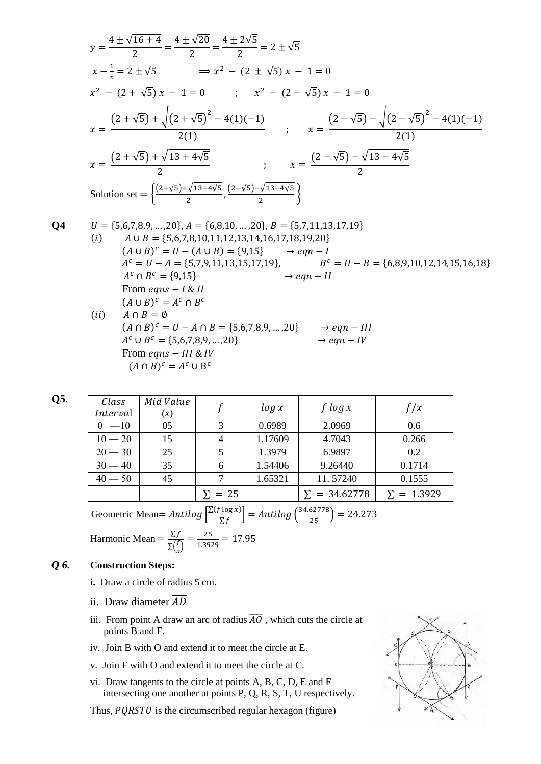$$y = \frac{4 \pm \sqrt{16+4}}{2} = \frac{4 \pm \sqrt{20}}{2} = \frac{4 \pm 2\sqrt{5}}{2} = 2 \pm \sqrt{5}$$

$x - \frac{1}{x} = 2 \pm \sqrt{5} \qquad \Rightarrow x^2 - (2 \pm \sqrt{5})\,x - 1 = 0$

$x^2 - (2+\sqrt{5})\,x - 1 = 0 \quad ; \quad x^2 - (2-\sqrt{5})\,x - 1 = 0$

$$x = \frac{(2+\sqrt{5}) + \sqrt{(2+\sqrt{5})^2 - 4(1)(-1)}}{2(1)} \quad ; \quad x = \frac{(2-\sqrt{5}) - \sqrt{(2-\sqrt{5})^2 - 4(1)(-1)}}{2(1)}$$

$$x = \frac{(2+\sqrt{5}) + \sqrt{13+4\sqrt{5}}}{2} \quad ; \quad x = \frac{(2-\sqrt{5}) - \sqrt{13-4\sqrt{5}}}{2}$$

Solution set $= \left\{\frac{(2+\sqrt{5})+\sqrt{13+4\sqrt{5}}}{2}, \frac{(2-\sqrt{5})-\sqrt{13-4\sqrt{5}}}{2}\right\}$

**Q4** $U = \{5,6,7,8,9,\ldots,20\}$, $A = \{6,8,10,\ldots,20\}$, $B = \{5,7,11,13,17,19\}$

$(i)$ $A \cup B = \{5,6,7,8,10,11,12,13,14,16,17,18,19,20\}$

$(A \cup B)^c = U - (A \cup B) = \{9,15\} \quad \rightarrow eqn - I$

$A^c = U - A = \{5,7,9,11,13,15,17,19\}$, $\quad B^c = U - B = \{6,8,9,10,12,14,15,16,18\}$

$A^c \cap B^c = \{9,15\} \quad \rightarrow eqn - II$

From $eqns - I$ & $II$

$(A \cup B)^c = A^c \cap B^c$

$(ii)$ $A \cap B = \emptyset$

$(A \cap B)^c = U - A \cap B = \{5,6,7,8,9,\ldots,20\} \quad \rightarrow eqn - III$

$A^c \cup B^c = \{5,6,7,8,9,\ldots,20\} \quad \rightarrow eqn - IV$

From $eqns - III$ & $IV$

$(A \cap B)^c = A^c \cup B^c$

**Q5.**

| *Class Interval* | *Mid Value* $(x)$ | $f$ | $\log x$ | $f \log x$ | $f/x$ |
|---|---|---|---|---|---|
| 0 —10 | 05 | 3 | 0.6989 | 2.0969 | 0.6 |
| 10 — 20 | 15 | 4 | 1.17609 | 4.7043 | 0.266 |
| 20 — 30 | 25 | 5 | 1.3979 | 6.9897 | 0.2 |
| 30 — 40 | 35 | 6 | 1.54406 | 9.26440 | 0.1714 |
| 40 — 50 | 45 | 7 | 1.65321 | 11. 57240 | 0.1555 |
| | | $\sum = 25$ | | $\sum = 34.62778$ | $\sum = 1.3929$ |

Geometric Mean $= Antilog\left[\frac{\sum(f \log x)}{\sum f}\right] = Antilog\left(\frac{34.62778}{25}\right) = 24.273$

Harmonic Mean $= \frac{\sum f}{\sum\left(\frac{f}{x}\right)} = \frac{25}{1.3929} = 17.95$

***Q 6.*** **Construction Steps:**

**i.** Draw a circle of radius 5 cm.

ii. Draw diameter $\overline{AD}$

iii. From point A draw an arc of radius $\overline{AO}$ , which cuts the circle at points B and F.

iv. Join B with O and extend it to meet the circle at E.

v. Join F with O and extend it to meet the circle at C.

vi. Draw tangents to the circle at points A, B, C, D, E and F intersecting one another at points P, Q, R, S, T, U respectively.

Thus, $PQRSTU$ is the circumscribed regular hexagon (figure)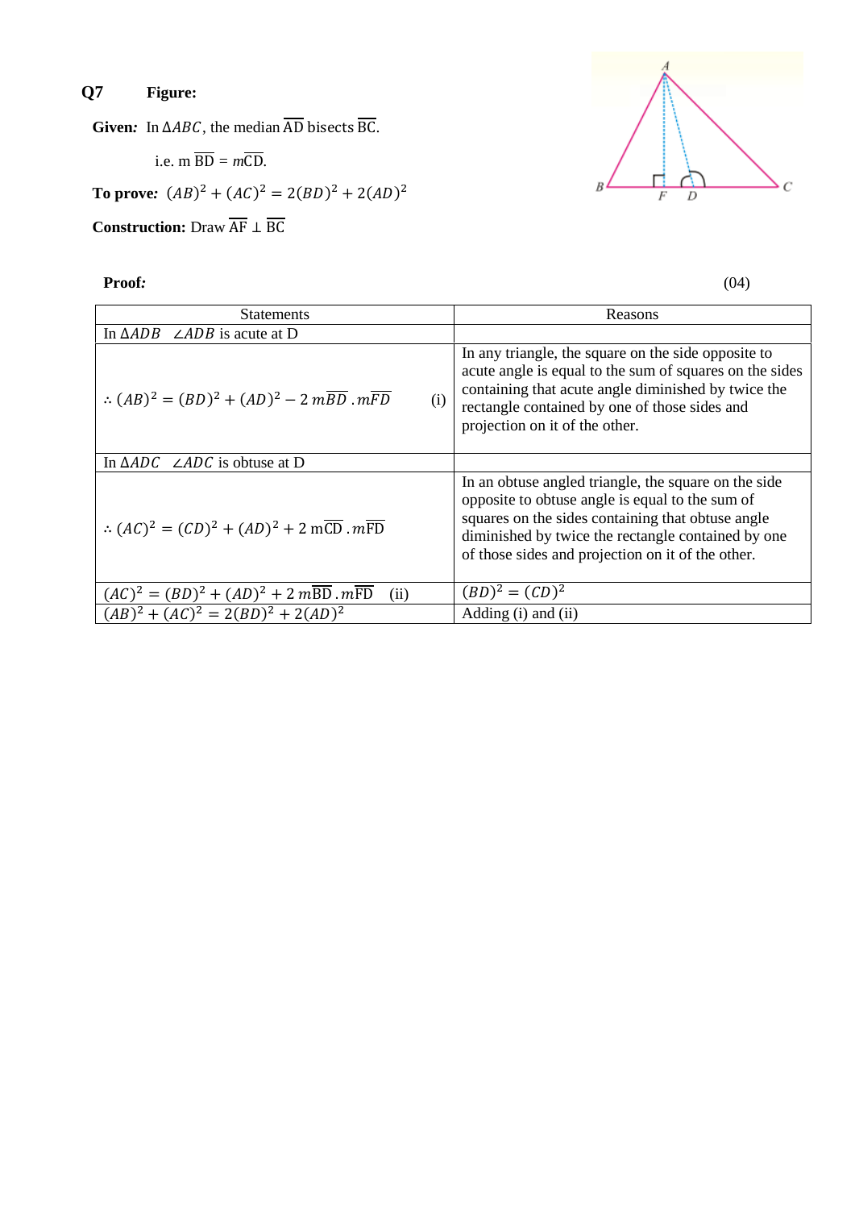**Q7** **Figure:**

**Given:** In $\Delta ABC$, the median $\overline{AD}$ bisects $\overline{BC}$.

i.e. m $\overline{BD}$ = $m\overline{CD}$.

**To prove:** $(AB)^2 + (AC)^2 = 2(BD)^2 + 2(AD)^2$

**Construction:** Draw $\overline{AF} \perp \overline{BC}$

A

B F D C

**Proof:** (04)

| Statements | Reasons |
|---|---|
| In $\Delta ADB$ $\angle ADB$ is acute at D | |
| $\therefore (AB)^2 = (BD)^2 + (AD)^2 - 2\, m\overline{BD}\,.m\overline{FD}$ (i) | In any triangle, the square on the side opposite to acute angle is equal to the sum of squares on the sides containing that acute angle diminished by twice the rectangle contained by one of those sides and projection on it of the other. |
| In $\Delta ADC$ $\angle ADC$ is obtuse at D | |
| $\therefore (AC)^2 = (CD)^2 + (AD)^2 + 2\,\text{m}\overline{\text{CD}}\,.m\overline{\text{FD}}$ | In an obtuse angled triangle, the square on the side opposite to obtuse angle is equal to the sum of squares on the sides containing that obtuse angle diminished by twice the rectangle contained by one of those sides and projection on it of the other. |
| $(AC)^2 = (BD)^2 + (AD)^2 + 2\,m\overline{\text{BD}}\,.m\overline{\text{FD}}$ (ii) | $(BD)^2 = (CD)^2$ |
| $(AB)^2 + (AC)^2 = 2(BD)^2 + 2(AD)^2$ | Adding (i) and (ii) |